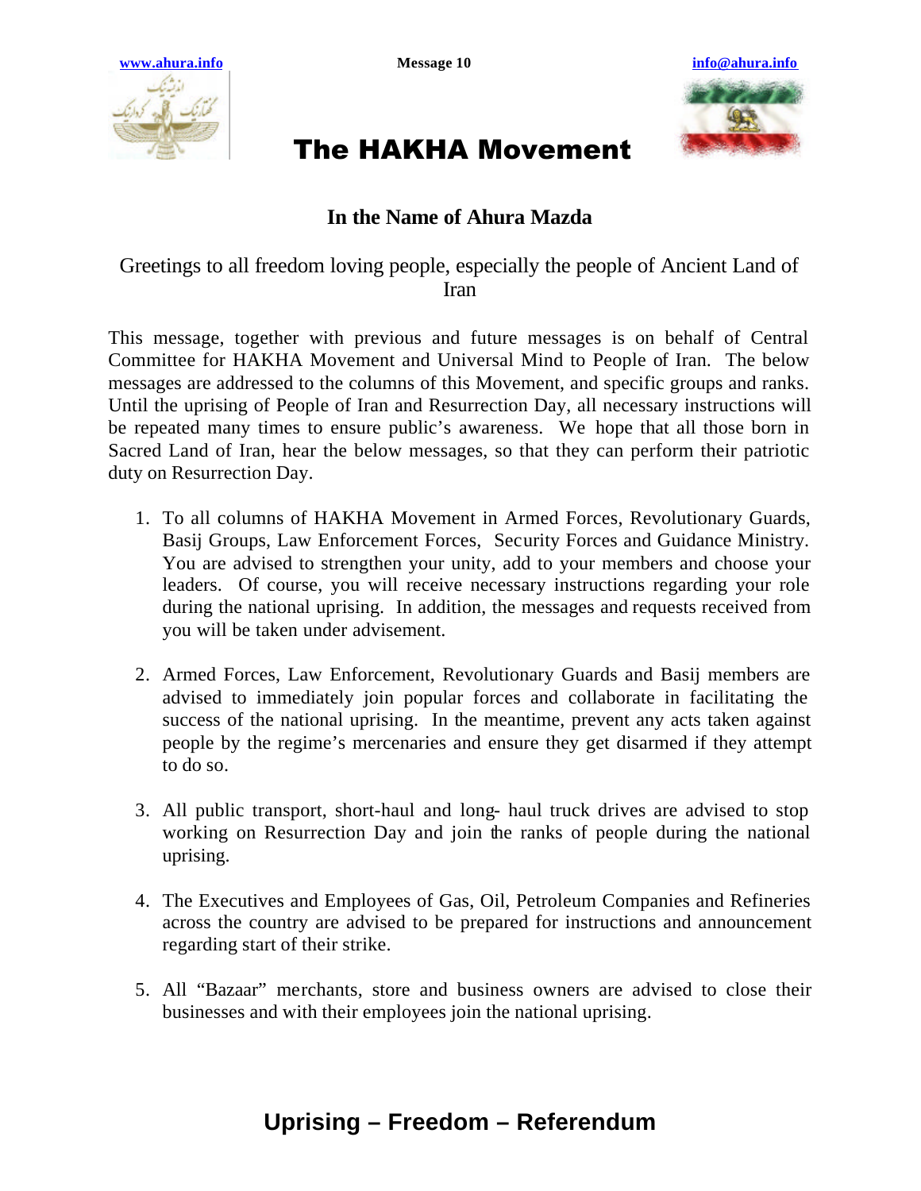www.ahura.info Message 10 info@ahura.info

# The HAKHA Movement

## In the Name of Ahura Mazda

Greetings to all freedom loving people, especially the people of Ancient Land of Iran

This message, together with previous and future messages is on behalf of Central Committee for HAKHA Movement and Universal Mind to People of Iran. The below messages are addressed to the columns of this Movement, and specific groups and ranks. Until the uprising of People of Iran and Resurrection Day, all necessary instructions will be repeated many times to ensure public's awareness. We hope that all those born in Sacred Land of Iran, hear the below messages, so that they can perform their patriotic duty on Resurrection Day.

1. To all columns of HAKHA Movement in Armed Forces, Revolutionary Guards, Basij Groups, Law Enforcement Forces, Security Forces and Guidance Ministry. You are advised to strengthen your unity, add to your members and choose your leaders. Of course, you will receive necessary instructions regarding your role during the national uprising. In addition, the messages and requests received from you will be taken under advisement.

2. Armed Forces, Law Enforcement, Revolutionary Guards and Basij members are advised to immediately join popular forces and collaborate in facilitating the success of the national uprising. In the meantime, prevent any acts taken against people by the regime's mercenaries and ensure they get disarmed if they attempt to do so.

3. All public transport, short-haul and long- haul truck drives are advised to stop working on Resurrection Day and join the ranks of people during the national uprising.

4. The Executives and Employees of Gas, Oil, Petroleum Companies and Refineries across the country are advised to be prepared for instructions and announcement regarding start of their strike.

5. All "Bazaar" merchants, store and business owners are advised to close their businesses and with their employees join the national uprising.

**Uprising – Freedom – Referendum**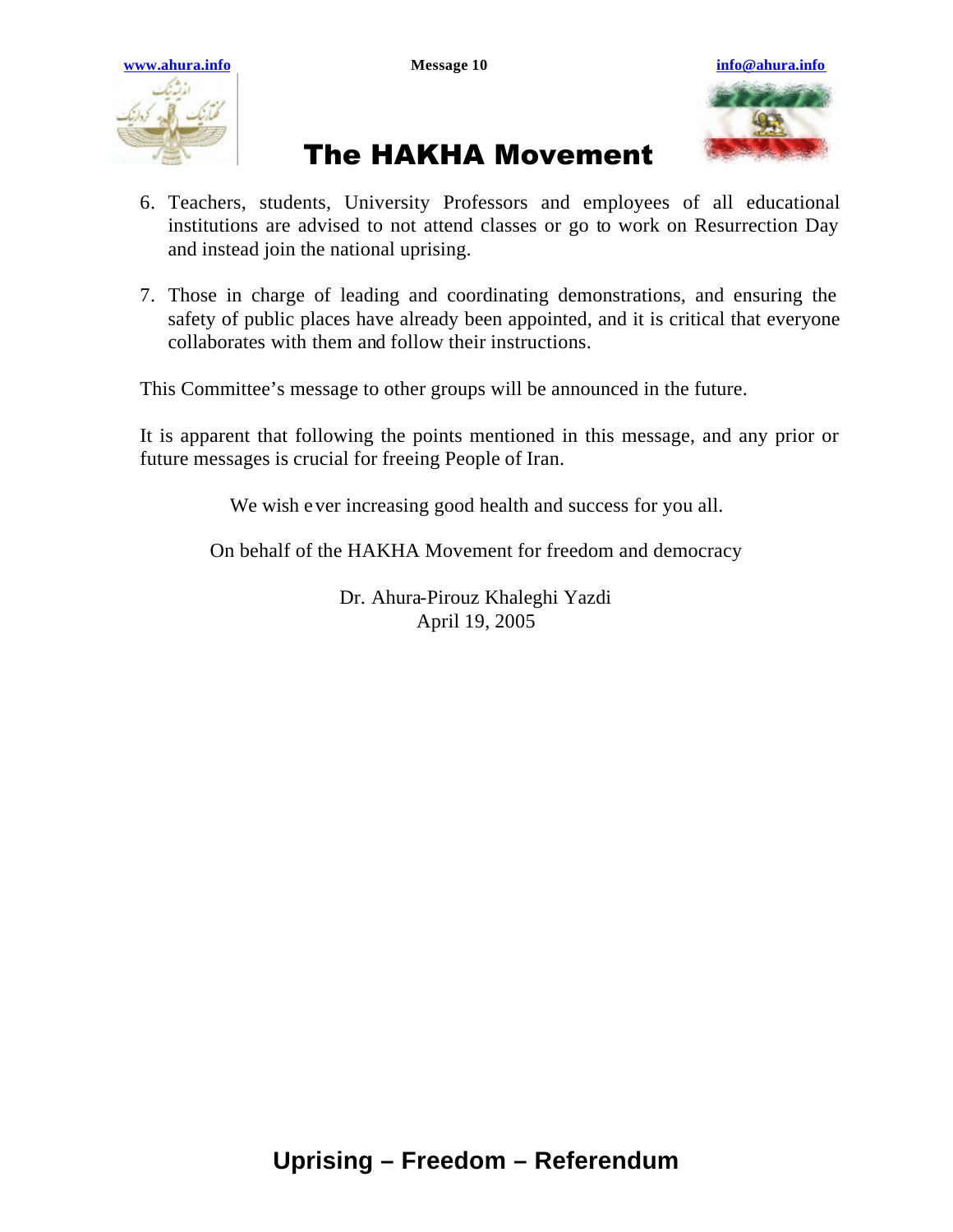6. Teachers, students, University Professors and employees of all educational institutions are advised to not attend classes or go to work on Resurrection Day and instead join the national uprising.

7. Those in charge of leading and coordinating demonstrations, and ensuring the safety of public places have already been appointed, and it is critical that everyone collaborates with them and follow their instructions.

This Committee's message to other groups will be announced in the future.

It is apparent that following the points mentioned in this message, and any prior or future messages is crucial for freeing People of Iran.

We wish ever increasing good health and success for you all.

On behalf of the HAKHA Movement for freedom and democracy

Dr. Ahura-Pirouz Khaleghi Yazdi
April 19, 2005